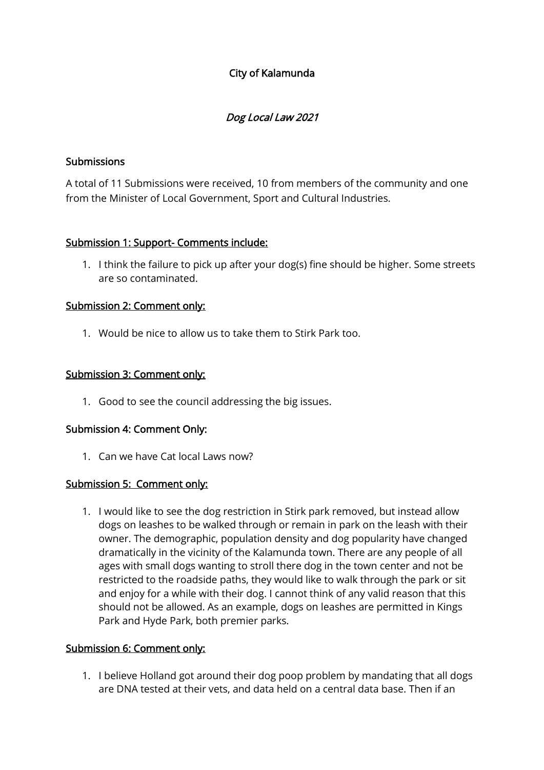City of Kalamunda

*Dog Local Law 2021*

## Submissions

A total of 11 Submissions were received, 10 from members of the community and one from the Minister of Local Government, Sport and Cultural Industries.

### Submission 1: Support- Comments include:

1. I think the failure to pick up after your dog(s) fine should be higher. Some streets are so contaminated.

### Submission 2: Comment only:

1. Would be nice to allow us to take them to Stirk Park too.

### Submission 3: Comment only:

1. Good to see the council addressing the big issues.

### Submission 4: Comment Only:

1. Can we have Cat local Laws now?

### Submission 5: Comment only:

1. I would like to see the dog restriction in Stirk park removed, but instead allow dogs on leashes to be walked through or remain in park on the leash with their owner. The demographic, population density and dog popularity have changed dramatically in the vicinity of the Kalamunda town. There are any people of all ages with small dogs wanting to stroll there dog in the town center and not be restricted to the roadside paths, they would like to walk through the park or sit and enjoy for a while with their dog. I cannot think of any valid reason that this should not be allowed. As an example, dogs on leashes are permitted in Kings Park and Hyde Park, both premier parks.

### Submission 6: Comment only:

1. I believe Holland got around their dog poop problem by mandating that all dogs are DNA tested at their vets, and data held on a central data base. Then if an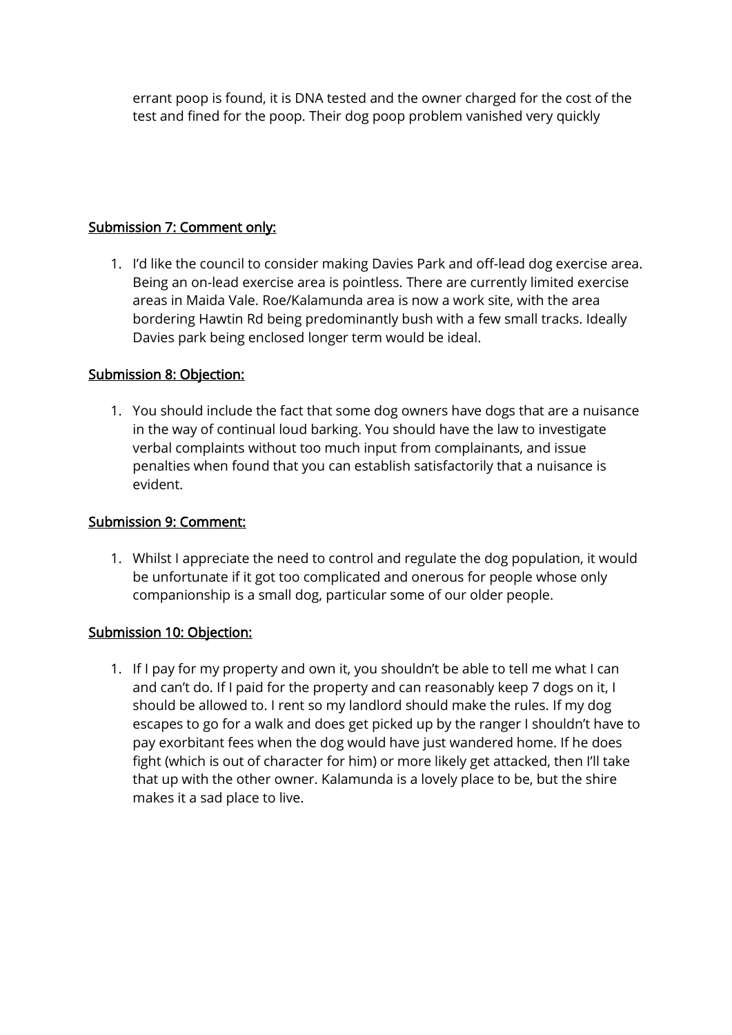errant poop is found, it is DNA tested and the owner charged for the cost of the test and fined for the poop. Their dog poop problem vanished very quickly

<u>Submission 7: Comment only:</u>

1. I'd like the council to consider making Davies Park and off-lead dog exercise area. Being an on-lead exercise area is pointless. There are currently limited exercise areas in Maida Vale. Roe/Kalamunda area is now a work site, with the area bordering Hawtin Rd being predominantly bush with a few small tracks. Ideally Davies park being enclosed longer term would be ideal.

<u>Submission 8: Objection:</u>

1. You should include the fact that some dog owners have dogs that are a nuisance in the way of continual loud barking. You should have the law to investigate verbal complaints without too much input from complainants, and issue penalties when found that you can establish satisfactorily that a nuisance is evident.

<u>Submission 9: Comment:</u>

1. Whilst I appreciate the need to control and regulate the dog population, it would be unfortunate if it got too complicated and onerous for people whose only companionship is a small dog, particular some of our older people.

<u>Submission 10: Objection:</u>

1. If I pay for my property and own it, you shouldn't be able to tell me what I can and can't do. If I paid for the property and can reasonably keep 7 dogs on it, I should be allowed to. I rent so my landlord should make the rules. If my dog escapes to go for a walk and does get picked up by the ranger I shouldn't have to pay exorbitant fees when the dog would have just wandered home. If he does fight (which is out of character for him) or more likely get attacked, then I'll take that up with the other owner. Kalamunda is a lovely place to be, but the shire makes it a sad place to live.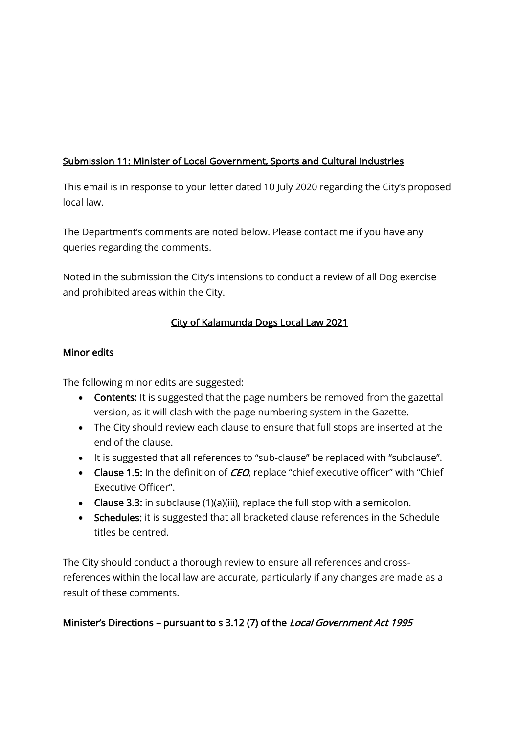<u>Submission 11: Minister of Local Government, Sports and Cultural Industries</u>

This email is in response to your letter dated 10 July 2020 regarding the City's proposed local law.

The Department's comments are noted below. Please contact me if you have any queries regarding the comments.

Noted in the submission the City's intensions to conduct a review of all Dog exercise and prohibited areas within the City.

<u>City of Kalamunda Dogs Local Law 2021</u>

**Minor edits**

The following minor edits are suggested:

- **Contents:** It is suggested that the page numbers be removed from the gazettal version, as it will clash with the page numbering system in the Gazette.
- The City should review each clause to ensure that full stops are inserted at the end of the clause.
- It is suggested that all references to "sub-clause" be replaced with "subclause".
- **Clause 1.5:** In the definition of ***CEO***, replace "chief executive officer" with "Chief Executive Officer".
- **Clause 3.3:** in subclause (1)(a)(iii), replace the full stop with a semicolon.
- **Schedules:** it is suggested that all bracketed clause references in the Schedule titles be centred.

The City should conduct a thorough review to ensure all references and cross-references within the local law are accurate, particularly if any changes are made as a result of these comments.

**<u>Minister's Directions – pursuant to s 3.12 (7) of the *Local Government Act 1995*</u>**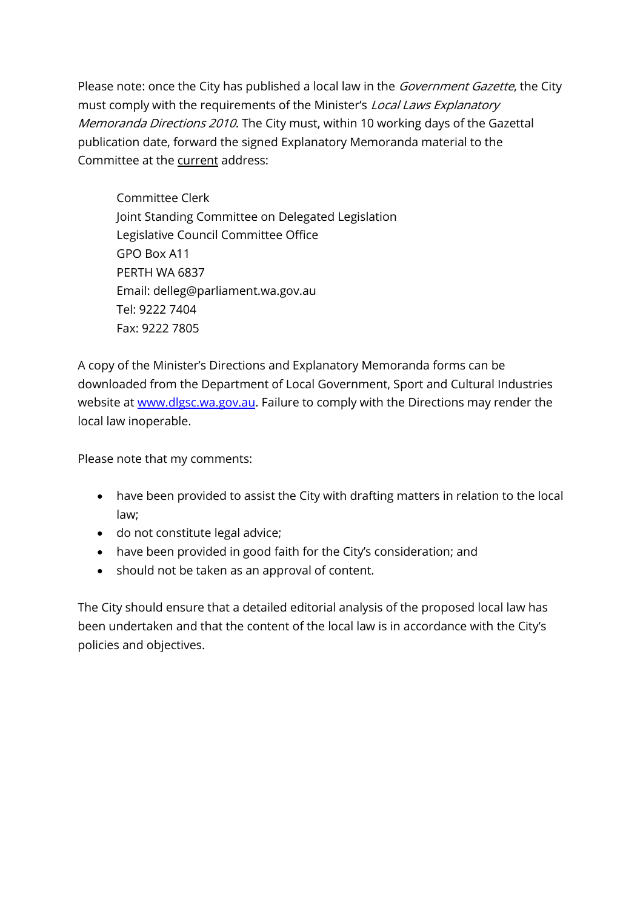Please note: once the City has published a local law in the *Government Gazette*, the City must comply with the requirements of the Minister's *Local Laws Explanatory Memoranda Directions 2010*. The City must, within 10 working days of the Gazettal publication date, forward the signed Explanatory Memoranda material to the Committee at the current address:

> Committee Clerk
> Joint Standing Committee on Delegated Legislation
> Legislative Council Committee Office
> GPO Box A11
> PERTH WA 6837
> Email: delleg@parliament.wa.gov.au
> Tel: 9222 7404
> Fax: 9222 7805

A copy of the Minister's Directions and Explanatory Memoranda forms can be downloaded from the Department of Local Government, Sport and Cultural Industries website at [www.dlgsc.wa.gov.au](http://www.dlgsc.wa.gov.au). Failure to comply with the Directions may render the local law inoperable.

Please note that my comments:

- have been provided to assist the City with drafting matters in relation to the local law;
- do not constitute legal advice;
- have been provided in good faith for the City's consideration; and
- should not be taken as an approval of content.

The City should ensure that a detailed editorial analysis of the proposed local law has been undertaken and that the content of the local law is in accordance with the City's policies and objectives.